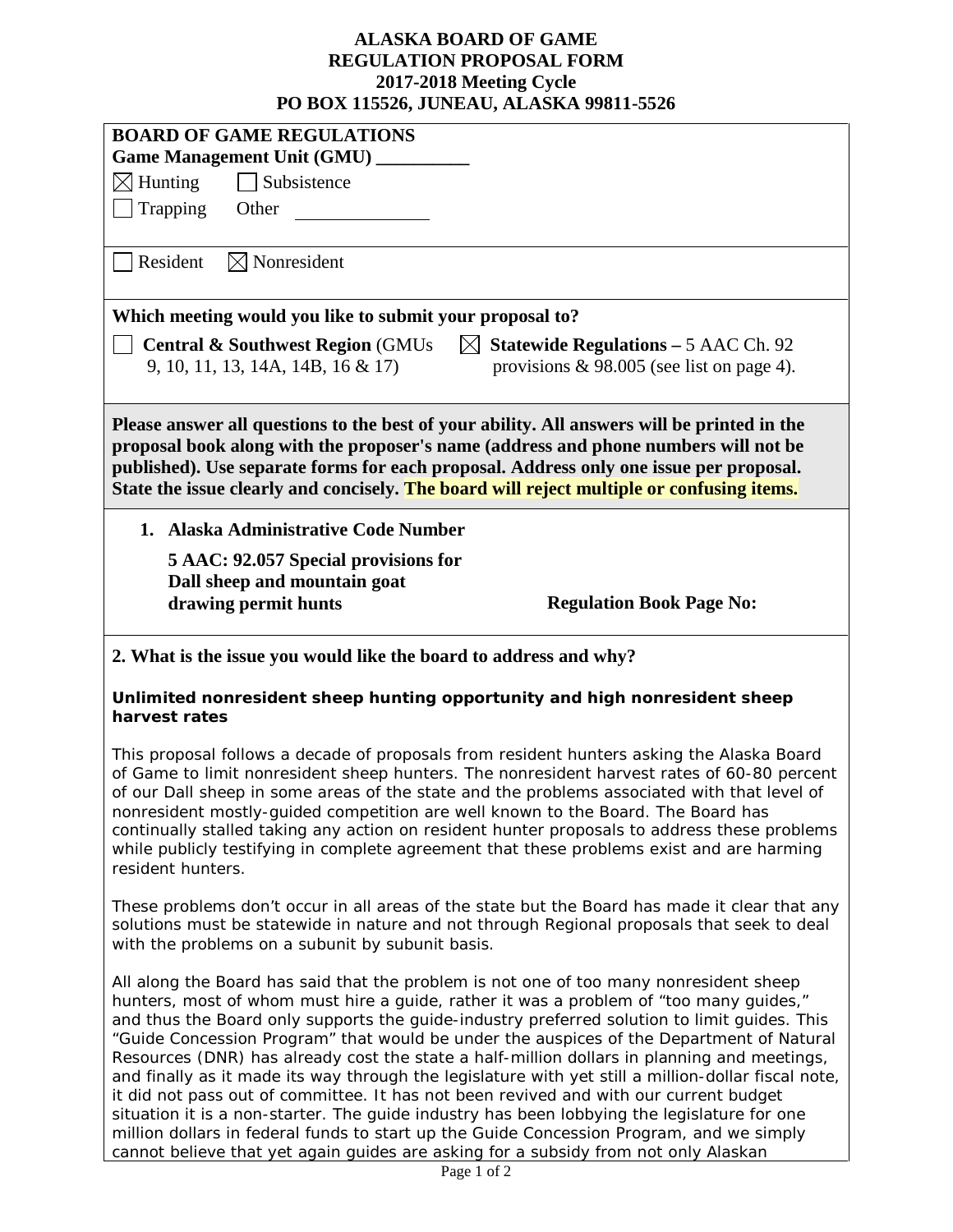# ALASKA BOARD OF GAME
# REGULATION PROPOSAL FORM
# 2017-2018 Meeting Cycle
# PO BOX 115526, JUNEAU, ALASKA 99811-5526

**BOARD OF GAME REGULATIONS**
**Game Management Unit (GMU) __________**

☒ Hunting ☐ Subsistence
☐ Trapping Other ______________

☐ Resident ☒ Nonresident

**Which meeting would you like to submit your proposal to?**

☐ **Central & Southwest Region** (GMUs 9, 10, 11, 13, 14A, 14B, 16 & 17)

☒ **Statewide Regulations –** 5 AAC Ch. 92 provisions & 98.005 (see list on page 4).

**Please answer all questions to the best of your ability. All answers will be printed in the proposal book along with the proposer's name (address and phone numbers will not be published). Use separate forms for each proposal. Address only one issue per proposal. State the issue clearly and concisely. The board will reject multiple or confusing items.**

1. **Alaska Administrative Code Number**

   **5 AAC: 92.057 Special provisions for Dall sheep and mountain goat drawing permit hunts**

   **Regulation Book Page No:**

**2. What is the issue you would like the board to address and why?**

**Unlimited nonresident sheep hunting opportunity and high nonresident sheep harvest rates**

This proposal follows a decade of proposals from resident hunters asking the Alaska Board of Game to limit nonresident sheep hunters. The nonresident harvest rates of 60-80 percent of our Dall sheep in some areas of the state and the problems associated with that level of nonresident mostly-guided competition are well known to the Board. The Board has continually stalled taking any action on resident hunter proposals to address these problems while publicly testifying in complete agreement that these problems exist and are harming resident hunters.

These problems don't occur in all areas of the state but the Board has made it clear that any solutions must be statewide in nature and not through Regional proposals that seek to deal with the problems on a subunit by subunit basis.

All along the Board has said that the problem is not one of too many nonresident sheep hunters, most of whom must hire a guide, rather it was a problem of "too many guides," and thus the Board only supports the guide-industry preferred solution to limit guides. This "Guide Concession Program" that would be under the auspices of the Department of Natural Resources (DNR) has already cost the state a half-million dollars in planning and meetings, and finally as it made its way through the legislature with yet still a million-dollar fiscal note, it did not pass out of committee. It has not been revived and with our current budget situation it is a non-starter. The guide industry has been lobbying the legislature for one million dollars in federal funds to start up the Guide Concession Program, and we simply cannot believe that yet again guides are asking for a subsidy from not only Alaskan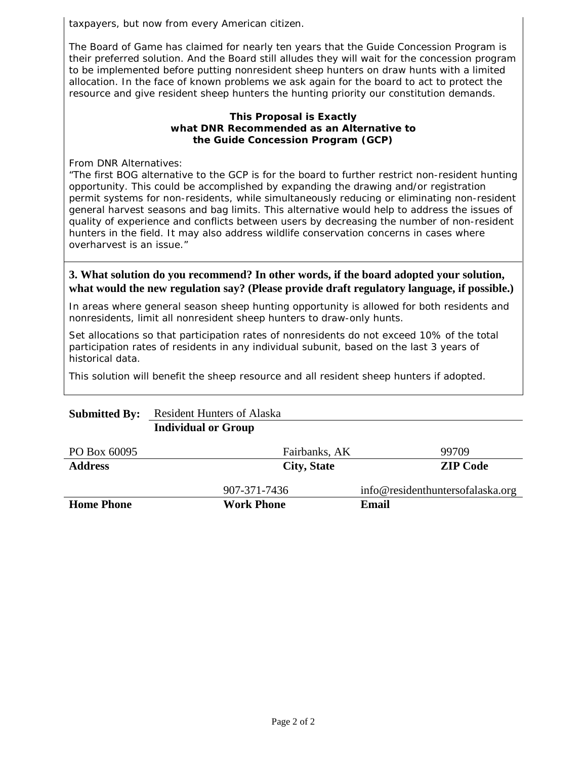taxpayers, but now from every American citizen.

The Board of Game has claimed for nearly ten years that the Guide Concession Program is their preferred solution. And the Board still alludes they will wait for the concession program to be implemented before putting nonresident sheep hunters on draw hunts with a limited allocation. In the face of known problems we ask again for the board to act to protect the resource and give resident sheep hunters the hunting priority our constitution demands.

**This Proposal is Exactly what DNR Recommended as an Alternative to the Guide Concession Program (GCP)**

From DNR Alternatives:
"The first BOG alternative to the GCP is for the board to further restrict non-resident hunting opportunity. This could be accomplished by expanding the drawing and/or registration permit systems for non-residents, while simultaneously reducing or eliminating non-resident general harvest seasons and bag limits. This alternative would help to address the issues of quality of experience and conflicts between users by decreasing the number of non-resident hunters in the field. It may also address wildlife conservation concerns in cases where overharvest is an issue."

**3. What solution do you recommend? In other words, if the board adopted your solution, what would the new regulation say? (Please provide draft regulatory language, if possible.)**

In areas where general season sheep hunting opportunity is allowed for both residents and nonresidents, limit all nonresident sheep hunters to draw-only hunts.

Set allocations so that participation rates of nonresidents do not exceed 10% of the total participation rates of residents in any individual subunit, based on the last 3 years of historical data.

This solution will benefit the sheep resource and all resident sheep hunters if adopted.

**Submitted By:** Resident Hunters of Alaska
**Individual or Group**

| | | |
|---|---|---|
| PO Box 60095 | Fairbanks, AK | 99709 |
| **Address** | **City, State** | **ZIP Code** |
| | 907-371-7436 | info@residenthuntersofalaska.org |
| **Home Phone** | **Work Phone** | **Email** |